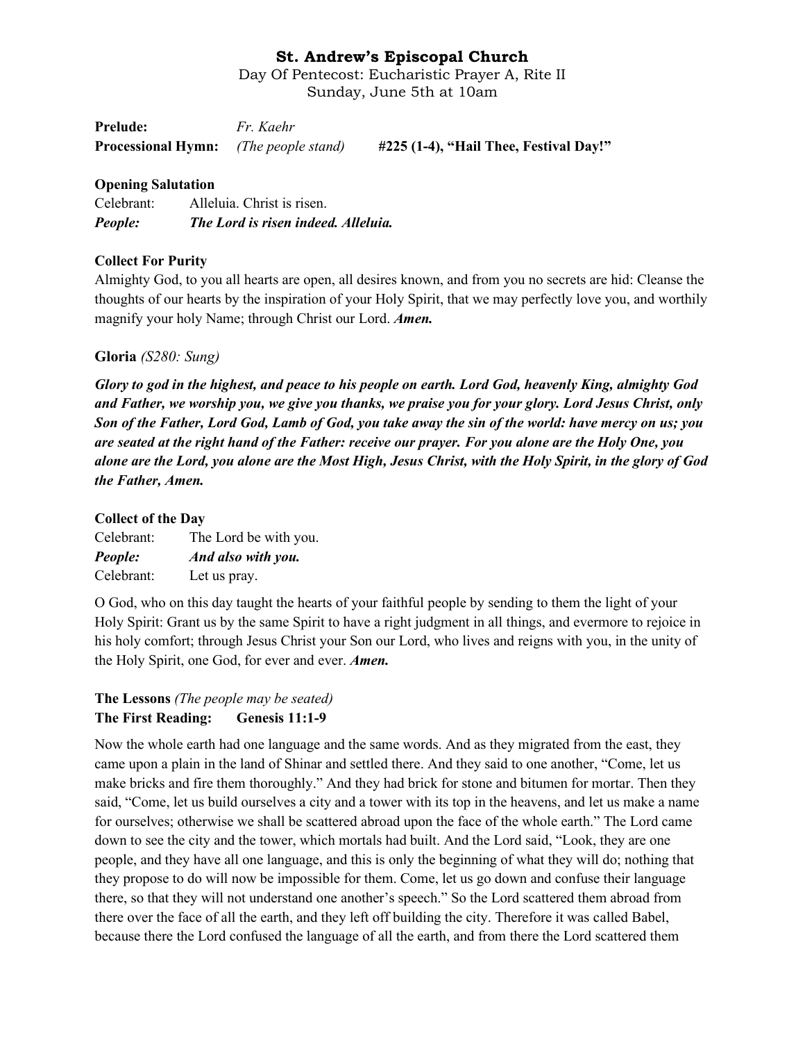# St. Andrew's Episcopal Church

Day Of Pentecost: Eucharistic Prayer A, Rite II
Sunday, June 5th at 10am

**Prelude:** *Fr. Kaehr*
**Processional Hymn:** *(The people stand)* **#225 (1-4), "Hail Thee, Festival Day!"**

**Opening Salutation**

Celebrant: Alleluia. Christ is risen.
***People: The Lord is risen indeed. Alleluia.***

**Collect For Purity**

Almighty God, to you all hearts are open, all desires known, and from you no secrets are hid: Cleanse the thoughts of our hearts by the inspiration of your Holy Spirit, that we may perfectly love you, and worthily magnify your holy Name; through Christ our Lord. ***Amen.***

**Gloria** *(S280: Sung)*

***Glory to god in the highest, and peace to his people on earth. Lord God, heavenly King, almighty God and Father, we worship you, we give you thanks, we praise you for your glory. Lord Jesus Christ, only Son of the Father, Lord God, Lamb of God, you take away the sin of the world: have mercy on us; you are seated at the right hand of the Father: receive our prayer. For you alone are the Holy One, you alone are the Lord, you alone are the Most High, Jesus Christ, with the Holy Spirit, in the glory of God the Father, Amen.***

**Collect of the Day**

Celebrant: The Lord be with you.
***People: And also with you.***
Celebrant: Let us pray.

O God, who on this day taught the hearts of your faithful people by sending to them the light of your Holy Spirit: Grant us by the same Spirit to have a right judgment in all things, and evermore to rejoice in his holy comfort; through Jesus Christ your Son our Lord, who lives and reigns with you, in the unity of the Holy Spirit, one God, for ever and ever. ***Amen.***

**The Lessons** *(The people may be seated)*
**The First Reading: Genesis 11:1-9**

Now the whole earth had one language and the same words. And as they migrated from the east, they came upon a plain in the land of Shinar and settled there. And they said to one another, "Come, let us make bricks and fire them thoroughly." And they had brick for stone and bitumen for mortar. Then they said, "Come, let us build ourselves a city and a tower with its top in the heavens, and let us make a name for ourselves; otherwise we shall be scattered abroad upon the face of the whole earth." The Lord came down to see the city and the tower, which mortals had built. And the Lord said, "Look, they are one people, and they have all one language, and this is only the beginning of what they will do; nothing that they propose to do will now be impossible for them. Come, let us go down and confuse their language there, so that they will not understand one another's speech." So the Lord scattered them abroad from there over the face of all the earth, and they left off building the city. Therefore it was called Babel, because there the Lord confused the language of all the earth, and from there the Lord scattered them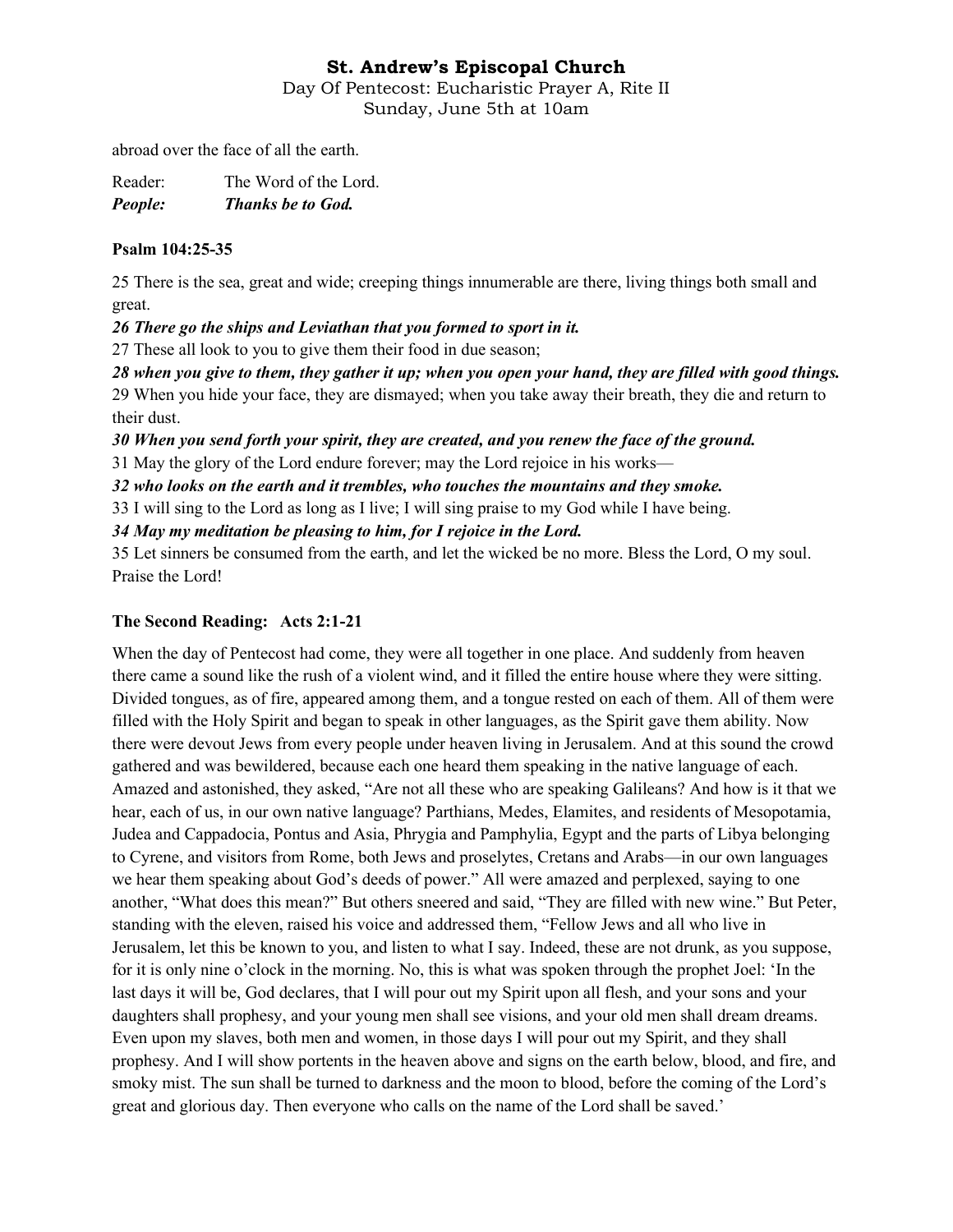abroad over the face of all the earth.

Reader: The Word of the Lord.
***People: Thanks be to God.***

**Psalm 104:25-35**

25 There is the sea, great and wide; creeping things innumerable are there, living things both small and great.

***26 There go the ships and Leviathan that you formed to sport in it.***

27 These all look to you to give them their food in due season;

***28 when you give to them, they gather it up; when you open your hand, they are filled with good things.***

29 When you hide your face, they are dismayed; when you take away their breath, they die and return to their dust.

***30 When you send forth your spirit, they are created, and you renew the face of the ground.***

31 May the glory of the Lord endure forever; may the Lord rejoice in his works—

***32 who looks on the earth and it trembles, who touches the mountains and they smoke.***

33 I will sing to the Lord as long as I live; I will sing praise to my God while I have being.

***34 May my meditation be pleasing to him, for I rejoice in the Lord.***

35 Let sinners be consumed from the earth, and let the wicked be no more. Bless the Lord, O my soul. Praise the Lord!

**The Second Reading: Acts 2:1-21**

When the day of Pentecost had come, they were all together in one place. And suddenly from heaven there came a sound like the rush of a violent wind, and it filled the entire house where they were sitting. Divided tongues, as of fire, appeared among them, and a tongue rested on each of them. All of them were filled with the Holy Spirit and began to speak in other languages, as the Spirit gave them ability. Now there were devout Jews from every people under heaven living in Jerusalem. And at this sound the crowd gathered and was bewildered, because each one heard them speaking in the native language of each. Amazed and astonished, they asked, "Are not all these who are speaking Galileans? And how is it that we hear, each of us, in our own native language? Parthians, Medes, Elamites, and residents of Mesopotamia, Judea and Cappadocia, Pontus and Asia, Phrygia and Pamphylia, Egypt and the parts of Libya belonging to Cyrene, and visitors from Rome, both Jews and proselytes, Cretans and Arabs—in our own languages we hear them speaking about God's deeds of power." All were amazed and perplexed, saying to one another, "What does this mean?" But others sneered and said, "They are filled with new wine." But Peter, standing with the eleven, raised his voice and addressed them, "Fellow Jews and all who live in Jerusalem, let this be known to you, and listen to what I say. Indeed, these are not drunk, as you suppose, for it is only nine o'clock in the morning. No, this is what was spoken through the prophet Joel: 'In the last days it will be, God declares, that I will pour out my Spirit upon all flesh, and your sons and your daughters shall prophesy, and your young men shall see visions, and your old men shall dream dreams. Even upon my slaves, both men and women, in those days I will pour out my Spirit, and they shall prophesy. And I will show portents in the heaven above and signs on the earth below, blood, and fire, and smoky mist. The sun shall be turned to darkness and the moon to blood, before the coming of the Lord's great and glorious day. Then everyone who calls on the name of the Lord shall be saved.'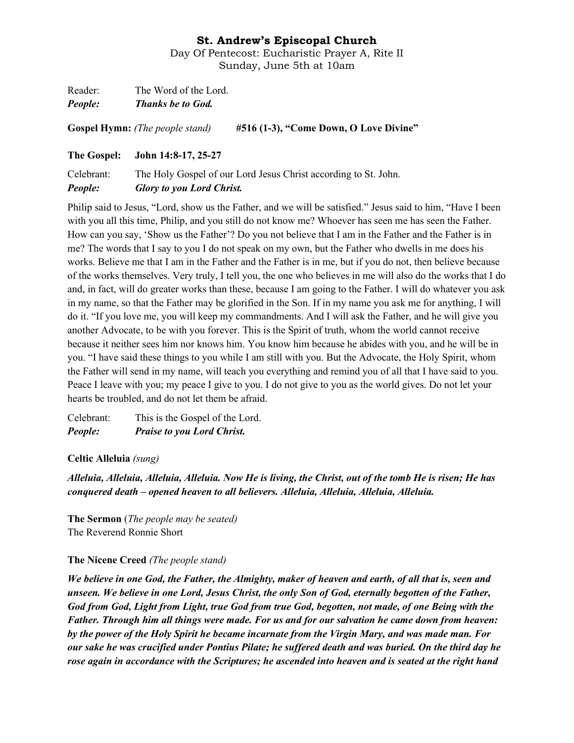**St. Andrew's Episcopal Church**

Day Of Pentecost: Eucharistic Prayer A, Rite II
Sunday, June 5th at 10am

Reader: The Word of the Lord.
***People: Thanks be to God.***

**Gospel Hymn:** *(The people stand)* **#516 (1-3), "Come Down, O Love Divine"**

**The Gospel: John 14:8-17, 25-27**

Celebrant: The Holy Gospel of our Lord Jesus Christ according to St. John.
***People: Glory to you Lord Christ.***

Philip said to Jesus, "Lord, show us the Father, and we will be satisfied." Jesus said to him, "Have I been with you all this time, Philip, and you still do not know me? Whoever has seen me has seen the Father. How can you say, 'Show us the Father'? Do you not believe that I am in the Father and the Father is in me? The words that I say to you I do not speak on my own, but the Father who dwells in me does his works. Believe me that I am in the Father and the Father is in me, but if you do not, then believe because of the works themselves. Very truly, I tell you, the one who believes in me will also do the works that I do and, in fact, will do greater works than these, because I am going to the Father. I will do whatever you ask in my name, so that the Father may be glorified in the Son. If in my name you ask me for anything, I will do it. "If you love me, you will keep my commandments. And I will ask the Father, and he will give you another Advocate, to be with you forever. This is the Spirit of truth, whom the world cannot receive because it neither sees him nor knows him. You know him because he abides with you, and he will be in you. "I have said these things to you while I am still with you. But the Advocate, the Holy Spirit, whom the Father will send in my name, will teach you everything and remind you of all that I have said to you. Peace I leave with you; my peace I give to you. I do not give to you as the world gives. Do not let your hearts be troubled, and do not let them be afraid.

Celebrant: This is the Gospel of the Lord.
***People: Praise to you Lord Christ.***

**Celtic Alleluia** *(sung)*

***Alleluia, Alleluia, Alleluia, Alleluia. Now He is living, the Christ, out of the tomb He is risen; He has conquered death – opened heaven to all believers. Alleluia, Alleluia, Alleluia, Alleluia.***

**The Sermon** (*The people may be seated)*
The Reverend Ronnie Short

**The Nicene Creed** *(The people stand)*

***We believe in one God, the Father, the Almighty, maker of heaven and earth, of all that is, seen and unseen. We believe in one Lord, Jesus Christ, the only Son of God, eternally begotten of the Father, God from God, Light from Light, true God from true God, begotten, not made, of one Being with the Father. Through him all things were made. For us and for our salvation he came down from heaven: by the power of the Holy Spirit he became incarnate from the Virgin Mary, and was made man. For our sake he was crucified under Pontius Pilate; he suffered death and was buried. On the third day he rose again in accordance with the Scriptures; he ascended into heaven and is seated at the right hand***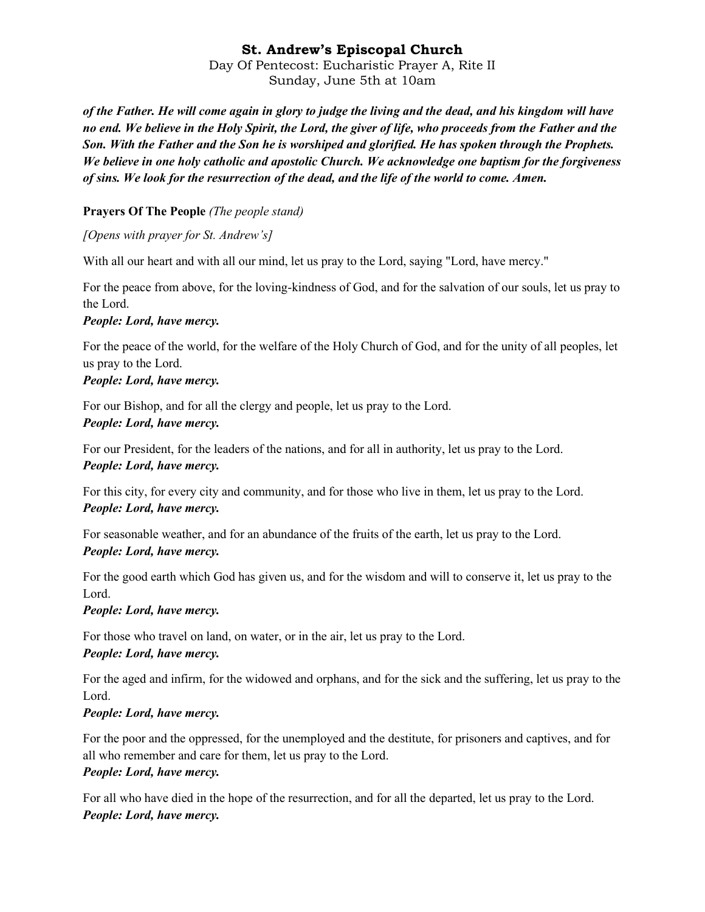***of the Father. He will come again in glory to judge the living and the dead, and his kingdom will have no end. We believe in the Holy Spirit, the Lord, the giver of life, who proceeds from the Father and the Son. With the Father and the Son he is worshiped and glorified. He has spoken through the Prophets. We believe in one holy catholic and apostolic Church. We acknowledge one baptism for the forgiveness of sins. We look for the resurrection of the dead, and the life of the world to come. Amen.***

**Prayers Of The People** *(The people stand)*

*[Opens with prayer for St. Andrew's]*

With all our heart and with all our mind, let us pray to the Lord, saying "Lord, have mercy."

For the peace from above, for the loving-kindness of God, and for the salvation of our souls, let us pray to the Lord.
***People: Lord, have mercy.***

For the peace of the world, for the welfare of the Holy Church of God, and for the unity of all peoples, let us pray to the Lord.
***People: Lord, have mercy.***

For our Bishop, and for all the clergy and people, let us pray to the Lord.
***People: Lord, have mercy.***

For our President, for the leaders of the nations, and for all in authority, let us pray to the Lord.
***People: Lord, have mercy.***

For this city, for every city and community, and for those who live in them, let us pray to the Lord.
***People: Lord, have mercy.***

For seasonable weather, and for an abundance of the fruits of the earth, let us pray to the Lord.
***People: Lord, have mercy.***

For the good earth which God has given us, and for the wisdom and will to conserve it, let us pray to the Lord.
***People: Lord, have mercy.***

For those who travel on land, on water, or in the air, let us pray to the Lord.
***People: Lord, have mercy.***

For the aged and infirm, for the widowed and orphans, and for the sick and the suffering, let us pray to the Lord.
***People: Lord, have mercy.***

For the poor and the oppressed, for the unemployed and the destitute, for prisoners and captives, and for all who remember and care for them, let us pray to the Lord.
***People: Lord, have mercy.***

For all who have died in the hope of the resurrection, and for all the departed, let us pray to the Lord.
***People: Lord, have mercy.***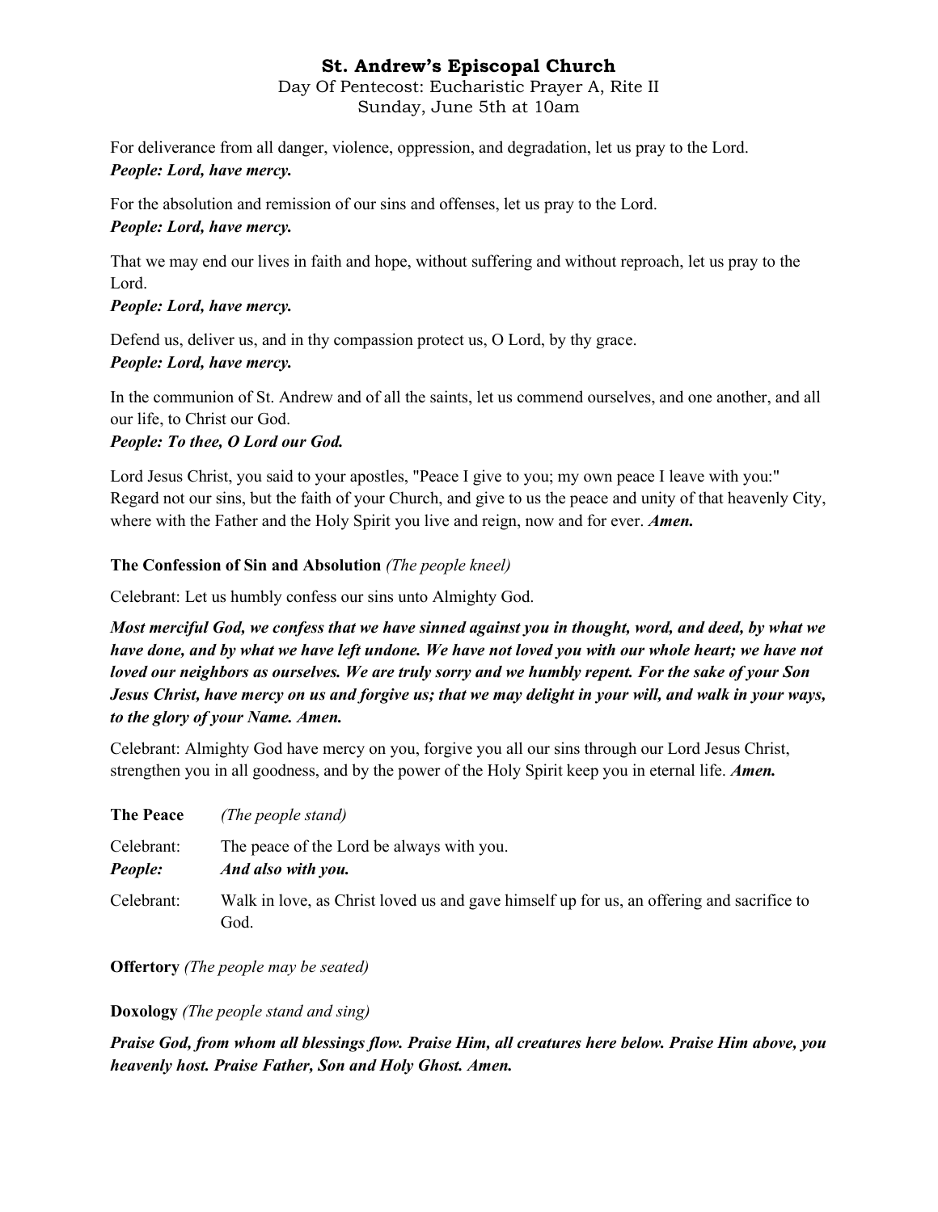For deliverance from all danger, violence, oppression, and degradation, let us pray to the Lord.
***People: Lord, have mercy.***

For the absolution and remission of our sins and offenses, let us pray to the Lord.
***People: Lord, have mercy.***

That we may end our lives in faith and hope, without suffering and without reproach, let us pray to the Lord.
***People: Lord, have mercy.***

Defend us, deliver us, and in thy compassion protect us, O Lord, by thy grace.
***People: Lord, have mercy.***

In the communion of St. Andrew and of all the saints, let us commend ourselves, and one another, and all our life, to Christ our God.
***People: To thee, O Lord our God.***

Lord Jesus Christ, you said to your apostles, "Peace I give to you; my own peace I leave with you:" Regard not our sins, but the faith of your Church, and give to us the peace and unity of that heavenly City, where with the Father and the Holy Spirit you live and reign, now and for ever. ***Amen.***

**The Confession of Sin and Absolution** *(The people kneel)*

Celebrant: Let us humbly confess our sins unto Almighty God.

***Most merciful God, we confess that we have sinned against you in thought, word, and deed, by what we have done, and by what we have left undone. We have not loved you with our whole heart; we have not loved our neighbors as ourselves. We are truly sorry and we humbly repent. For the sake of your Son Jesus Christ, have mercy on us and forgive us; that we may delight in your will, and walk in your ways, to the glory of your Name. Amen.***

Celebrant: Almighty God have mercy on you, forgive you all our sins through our Lord Jesus Christ, strengthen you in all goodness, and by the power of the Holy Spirit keep you in eternal life. ***Amen.***

**The Peace** *(The people stand)*

Celebrant: The peace of the Lord be always with you.
***People:*** ***And also with you.***

Celebrant: Walk in love, as Christ loved us and gave himself up for us, an offering and sacrifice to God.

**Offertory** *(The people may be seated)*

**Doxology** *(The people stand and sing)*

***Praise God, from whom all blessings flow. Praise Him, all creatures here below. Praise Him above, you heavenly host. Praise Father, Son and Holy Ghost. Amen.***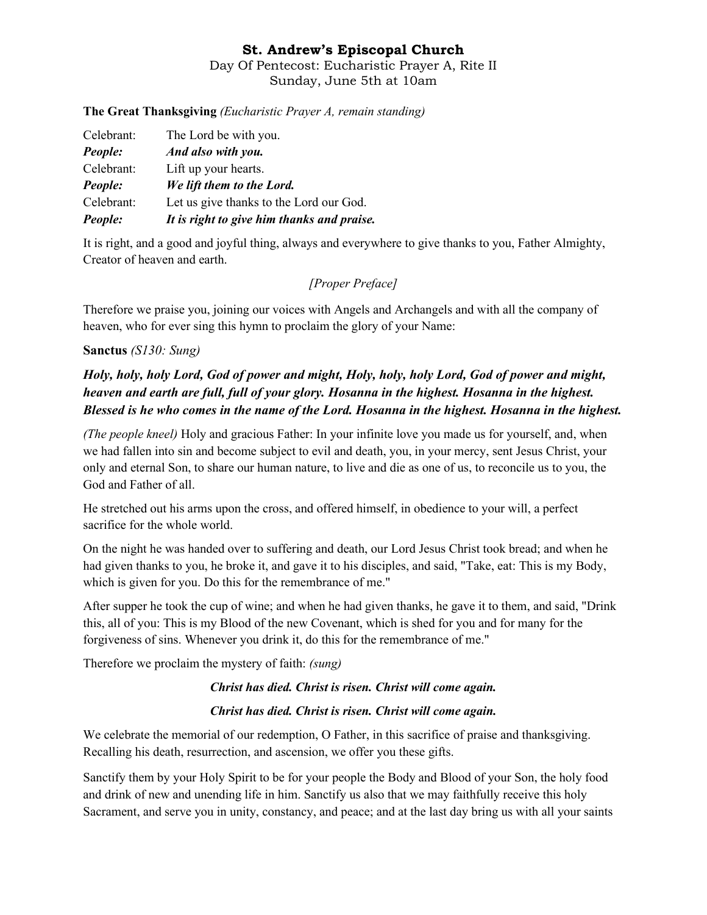# St. Andrew's Episcopal Church

Day Of Pentecost: Eucharistic Prayer A, Rite II
Sunday, June 5th at 10am

**The Great Thanksgiving** *(Eucharistic Prayer A, remain standing)*

| | |
|---|---|
| Celebrant: | The Lord be with you. |
| ***People:*** | ***And also with you.*** |
| Celebrant: | Lift up your hearts. |
| ***People:*** | ***We lift them to the Lord.*** |
| Celebrant: | Let us give thanks to the Lord our God. |
| ***People:*** | ***It is right to give him thanks and praise.*** |

It is right, and a good and joyful thing, always and everywhere to give thanks to you, Father Almighty, Creator of heaven and earth.

*[Proper Preface]*

Therefore we praise you, joining our voices with Angels and Archangels and with all the company of heaven, who for ever sing this hymn to proclaim the glory of your Name:

**Sanctus** *(S130: Sung)*

***Holy, holy, holy Lord, God of power and might, Holy, holy, holy Lord, God of power and might, heaven and earth are full, full of your glory. Hosanna in the highest. Hosanna in the highest. Blessed is he who comes in the name of the Lord. Hosanna in the highest. Hosanna in the highest.***

*(The people kneel)* Holy and gracious Father: In your infinite love you made us for yourself, and, when we had fallen into sin and become subject to evil and death, you, in your mercy, sent Jesus Christ, your only and eternal Son, to share our human nature, to live and die as one of us, to reconcile us to you, the God and Father of all.

He stretched out his arms upon the cross, and offered himself, in obedience to your will, a perfect sacrifice for the whole world.

On the night he was handed over to suffering and death, our Lord Jesus Christ took bread; and when he had given thanks to you, he broke it, and gave it to his disciples, and said, "Take, eat: This is my Body, which is given for you. Do this for the remembrance of me."

After supper he took the cup of wine; and when he had given thanks, he gave it to them, and said, "Drink this, all of you: This is my Blood of the new Covenant, which is shed for you and for many for the forgiveness of sins. Whenever you drink it, do this for the remembrance of me."

Therefore we proclaim the mystery of faith: *(sung)*

***Christ has died. Christ is risen. Christ will come again.***

***Christ has died. Christ is risen. Christ will come again.***

We celebrate the memorial of our redemption, O Father, in this sacrifice of praise and thanksgiving. Recalling his death, resurrection, and ascension, we offer you these gifts.

Sanctify them by your Holy Spirit to be for your people the Body and Blood of your Son, the holy food and drink of new and unending life in him. Sanctify us also that we may faithfully receive this holy Sacrament, and serve you in unity, constancy, and peace; and at the last day bring us with all your saints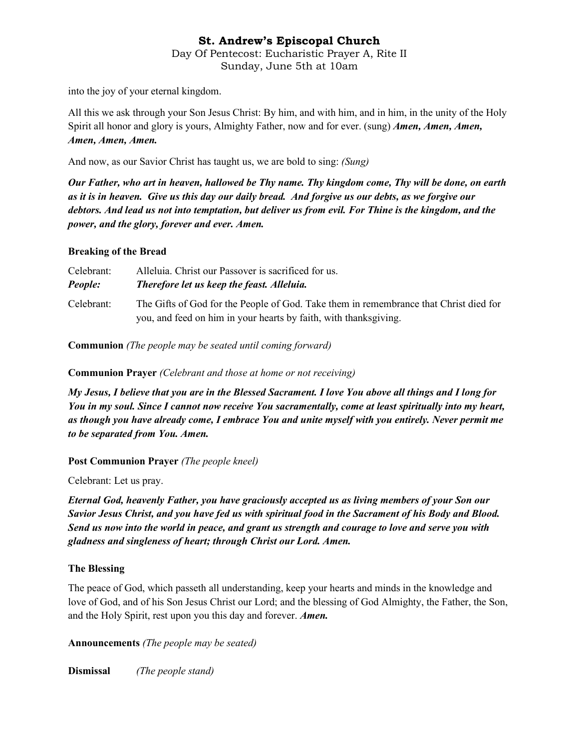into the joy of your eternal kingdom.

All this we ask through your Son Jesus Christ: By him, and with him, and in him, in the unity of the Holy Spirit all honor and glory is yours, Almighty Father, now and for ever. (sung) ***Amen, Amen, Amen, Amen, Amen, Amen.***

And now, as our Savior Christ has taught us, we are bold to sing: *(Sung)*

***Our Father, who art in heaven, hallowed be Thy name. Thy kingdom come, Thy will be done, on earth as it is in heaven. Give us this day our daily bread. And forgive us our debts, as we forgive our debtors. And lead us not into temptation, but deliver us from evil. For Thine is the kingdom, and the power, and the glory, forever and ever. Amen.***

**Breaking of the Bread**

Celebrant: Alleluia. Christ our Passover is sacrificed for us.
***People: Therefore let us keep the feast. Alleluia.***

Celebrant: The Gifts of God for the People of God. Take them in remembrance that Christ died for you, and feed on him in your hearts by faith, with thanksgiving.

**Communion** *(The people may be seated until coming forward)*

**Communion Prayer** *(Celebrant and those at home or not receiving)*

***My Jesus, I believe that you are in the Blessed Sacrament. I love You above all things and I long for You in my soul. Since I cannot now receive You sacramentally, come at least spiritually into my heart, as though you have already come, I embrace You and unite myself with you entirely. Never permit me to be separated from You. Amen.***

**Post Communion Prayer** *(The people kneel)*

Celebrant: Let us pray.

***Eternal God, heavenly Father, you have graciously accepted us as living members of your Son our Savior Jesus Christ, and you have fed us with spiritual food in the Sacrament of his Body and Blood. Send us now into the world in peace, and grant us strength and courage to love and serve you with gladness and singleness of heart; through Christ our Lord. Amen.***

**The Blessing**

The peace of God, which passeth all understanding, keep your hearts and minds in the knowledge and love of God, and of his Son Jesus Christ our Lord; and the blessing of God Almighty, the Father, the Son, and the Holy Spirit, rest upon you this day and forever. ***Amen.***

**Announcements** *(The people may be seated)*

**Dismissal** *(The people stand)*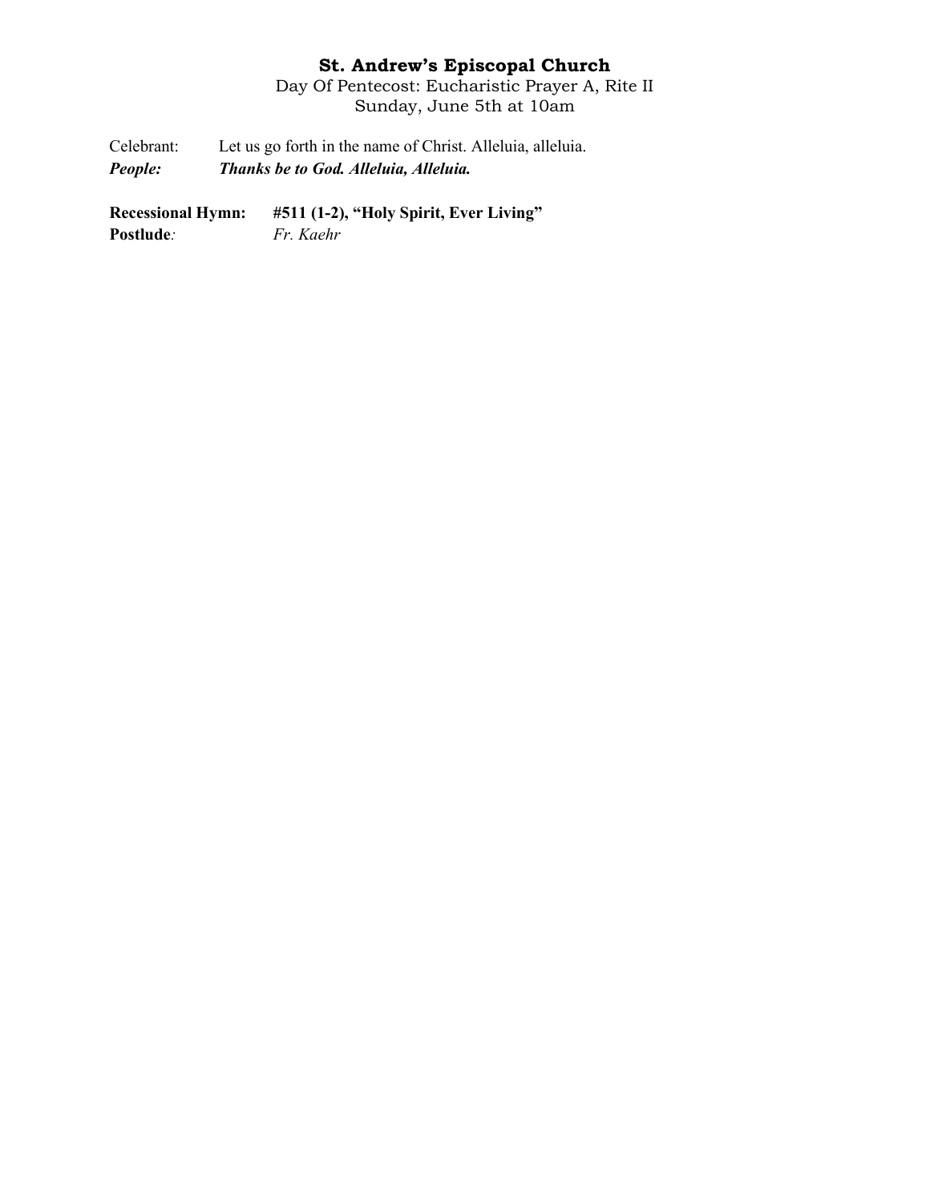**St. Andrew's Episcopal Church**
Day Of Pentecost: Eucharistic Prayer A, Rite II
Sunday, June 5th at 10am

Celebrant: Let us go forth in the name of Christ. Alleluia, alleluia.
***People: Thanks be to God. Alleluia, Alleluia.***

**Recessional Hymn: #511 (1-2), "Holy Spirit, Ever Living"**
**Postlude***:* *Fr. Kaehr*